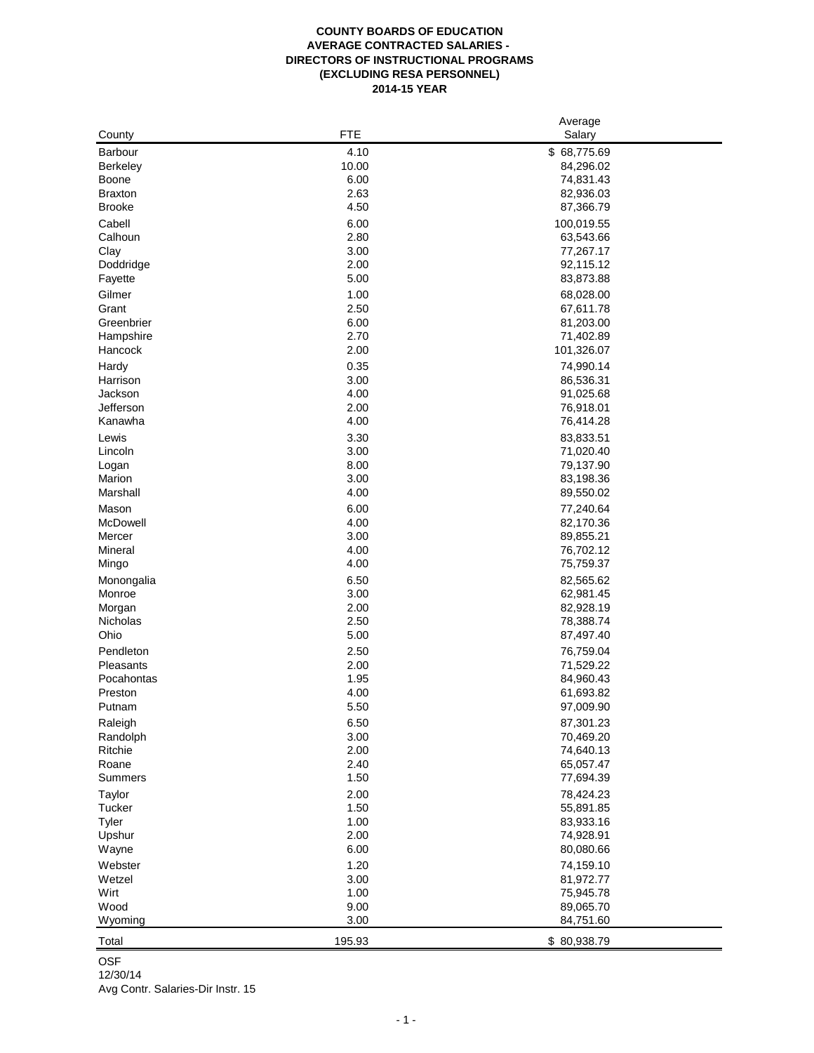**COUNTY BOARDS OF EDUCATION**
**AVERAGE CONTRACTED SALARIES -**
**DIRECTORS OF INSTRUCTIONAL PROGRAMS**
**(EXCLUDING RESA PERSONNEL)**
**2014-15 YEAR**

| County | FTE | Average Salary |
|---|---|---|
| Barbour | 4.10 | $ 68,775.69 |
| Berkeley | 10.00 | 84,296.02 |
| Boone | 6.00 | 74,831.43 |
| Braxton | 2.63 | 82,936.03 |
| Brooke | 4.50 | 87,366.79 |
| Cabell | 6.00 | 100,019.55 |
| Calhoun | 2.80 | 63,543.66 |
| Clay | 3.00 | 77,267.17 |
| Doddridge | 2.00 | 92,115.12 |
| Fayette | 5.00 | 83,873.88 |
| Gilmer | 1.00 | 68,028.00 |
| Grant | 2.50 | 67,611.78 |
| Greenbrier | 6.00 | 81,203.00 |
| Hampshire | 2.70 | 71,402.89 |
| Hancock | 2.00 | 101,326.07 |
| Hardy | 0.35 | 74,990.14 |
| Harrison | 3.00 | 86,536.31 |
| Jackson | 4.00 | 91,025.68 |
| Jefferson | 2.00 | 76,918.01 |
| Kanawha | 4.00 | 76,414.28 |
| Lewis | 3.30 | 83,833.51 |
| Lincoln | 3.00 | 71,020.40 |
| Logan | 8.00 | 79,137.90 |
| Marion | 3.00 | 83,198.36 |
| Marshall | 4.00 | 89,550.02 |
| Mason | 6.00 | 77,240.64 |
| McDowell | 4.00 | 82,170.36 |
| Mercer | 3.00 | 89,855.21 |
| Mineral | 4.00 | 76,702.12 |
| Mingo | 4.00 | 75,759.37 |
| Monongalia | 6.50 | 82,565.62 |
| Monroe | 3.00 | 62,981.45 |
| Morgan | 2.00 | 82,928.19 |
| Nicholas | 2.50 | 78,388.74 |
| Ohio | 5.00 | 87,497.40 |
| Pendleton | 2.50 | 76,759.04 |
| Pleasants | 2.00 | 71,529.22 |
| Pocahontas | 1.95 | 84,960.43 |
| Preston | 4.00 | 61,693.82 |
| Putnam | 5.50 | 97,009.90 |
| Raleigh | 6.50 | 87,301.23 |
| Randolph | 3.00 | 70,469.20 |
| Ritchie | 2.00 | 74,640.13 |
| Roane | 2.40 | 65,057.47 |
| Summers | 1.50 | 77,694.39 |
| Taylor | 2.00 | 78,424.23 |
| Tucker | 1.50 | 55,891.85 |
| Tyler | 1.00 | 83,933.16 |
| Upshur | 2.00 | 74,928.91 |
| Wayne | 6.00 | 80,080.66 |
| Webster | 1.20 | 74,159.10 |
| Wetzel | 3.00 | 81,972.77 |
| Wirt | 1.00 | 75,945.78 |
| Wood | 9.00 | 89,065.70 |
| Wyoming | 3.00 | 84,751.60 |
| Total | 195.93 | $ 80,938.79 |

OSF
12/30/14
Avg Contr. Salaries-Dir Instr. 15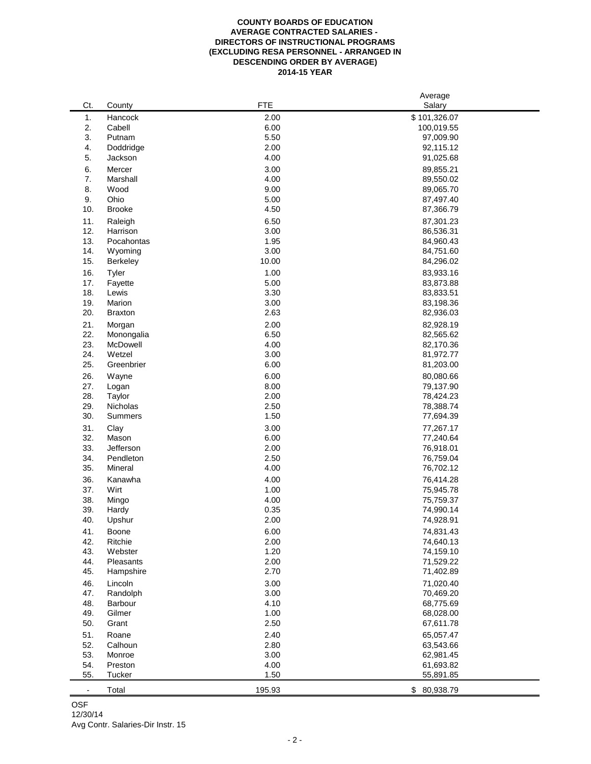**COUNTY BOARDS OF EDUCATION**
**AVERAGE CONTRACTED SALARIES -**
**DIRECTORS OF INSTRUCTIONAL PROGRAMS**
**(EXCLUDING RESA PERSONNEL - ARRANGED IN DESCENDING ORDER BY AVERAGE)**
**2014-15 YEAR**

| Ct. | County | FTE | Average Salary |
|---|---|---|---|
| 1. | Hancock | 2.00 | $ 101,326.07 |
| 2. | Cabell | 6.00 | 100,019.55 |
| 3. | Putnam | 5.50 | 97,009.90 |
| 4. | Doddridge | 2.00 | 92,115.12 |
| 5. | Jackson | 4.00 | 91,025.68 |
| 6. | Mercer | 3.00 | 89,855.21 |
| 7. | Marshall | 4.00 | 89,550.02 |
| 8. | Wood | 9.00 | 89,065.70 |
| 9. | Ohio | 5.00 | 87,497.40 |
| 10. | Brooke | 4.50 | 87,366.79 |
| 11. | Raleigh | 6.50 | 87,301.23 |
| 12. | Harrison | 3.00 | 86,536.31 |
| 13. | Pocahontas | 1.95 | 84,960.43 |
| 14. | Wyoming | 3.00 | 84,751.60 |
| 15. | Berkeley | 10.00 | 84,296.02 |
| 16. | Tyler | 1.00 | 83,933.16 |
| 17. | Fayette | 5.00 | 83,873.88 |
| 18. | Lewis | 3.30 | 83,833.51 |
| 19. | Marion | 3.00 | 83,198.36 |
| 20. | Braxton | 2.63 | 82,936.03 |
| 21. | Morgan | 2.00 | 82,928.19 |
| 22. | Monongalia | 6.50 | 82,565.62 |
| 23. | McDowell | 4.00 | 82,170.36 |
| 24. | Wetzel | 3.00 | 81,972.77 |
| 25. | Greenbrier | 6.00 | 81,203.00 |
| 26. | Wayne | 6.00 | 80,080.66 |
| 27. | Logan | 8.00 | 79,137.90 |
| 28. | Taylor | 2.00 | 78,424.23 |
| 29. | Nicholas | 2.50 | 78,388.74 |
| 30. | Summers | 1.50 | 77,694.39 |
| 31. | Clay | 3.00 | 77,267.17 |
| 32. | Mason | 6.00 | 77,240.64 |
| 33. | Jefferson | 2.00 | 76,918.01 |
| 34. | Pendleton | 2.50 | 76,759.04 |
| 35. | Mineral | 4.00 | 76,702.12 |
| 36. | Kanawha | 4.00 | 76,414.28 |
| 37. | Wirt | 1.00 | 75,945.78 |
| 38. | Mingo | 4.00 | 75,759.37 |
| 39. | Hardy | 0.35 | 74,990.14 |
| 40. | Upshur | 2.00 | 74,928.91 |
| 41. | Boone | 6.00 | 74,831.43 |
| 42. | Ritchie | 2.00 | 74,640.13 |
| 43. | Webster | 1.20 | 74,159.10 |
| 44. | Pleasants | 2.00 | 71,529.22 |
| 45. | Hampshire | 2.70 | 71,402.89 |
| 46. | Lincoln | 3.00 | 71,020.40 |
| 47. | Randolph | 3.00 | 70,469.20 |
| 48. | Barbour | 4.10 | 68,775.69 |
| 49. | Gilmer | 1.00 | 68,028.00 |
| 50. | Grant | 2.50 | 67,611.78 |
| 51. | Roane | 2.40 | 65,057.47 |
| 52. | Calhoun | 2.80 | 63,543.66 |
| 53. | Monroe | 3.00 | 62,981.45 |
| 54. | Preston | 4.00 | 61,693.82 |
| 55. | Tucker | 1.50 | 55,891.85 |
| - | Total | 195.93 | $ 80,938.79 |

OSF
12/30/14
Avg Contr. Salaries-Dir Instr. 15